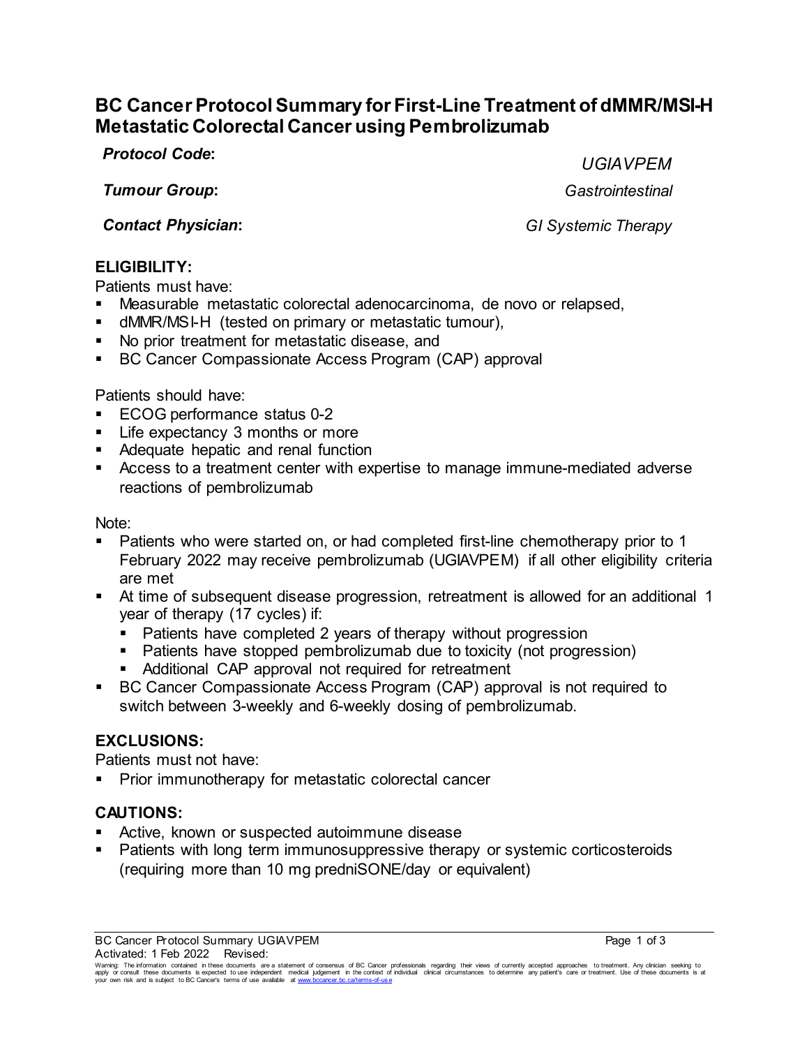# BC Cancer Protocol Summary for First-Line Treatment of dMMR/MSI-H Metastatic Colorectal Cancer using Pembrolizumab

***Protocol Code*:** *UGIAVPEM*

***Tumour Group*:** *Gastrointestinal*

***Contact Physician*:** *GI Systemic Therapy*

## ELIGIBILITY:

Patients must have:

- Measurable metastatic colorectal adenocarcinoma, de novo or relapsed,
- dMMR/MSI-H (tested on primary or metastatic tumour),
- No prior treatment for metastatic disease, and
- BC Cancer Compassionate Access Program (CAP) approval

Patients should have:

- ECOG performance status 0-2
- Life expectancy 3 months or more
- Adequate hepatic and renal function
- Access to a treatment center with expertise to manage immune-mediated adverse reactions of pembrolizumab

Note:

- Patients who were started on, or had completed first-line chemotherapy prior to 1 February 2022 may receive pembrolizumab (UGIAVPEM) if all other eligibility criteria are met
- At time of subsequent disease progression, retreatment is allowed for an additional 1 year of therapy (17 cycles) if:
  - Patients have completed 2 years of therapy without progression
  - Patients have stopped pembrolizumab due to toxicity (not progression)
  - Additional CAP approval not required for retreatment
- BC Cancer Compassionate Access Program (CAP) approval is not required to switch between 3-weekly and 6-weekly dosing of pembrolizumab.

## EXCLUSIONS:

Patients must not have:

- Prior immunotherapy for metastatic colorectal cancer

## CAUTIONS:

- Active, known or suspected autoimmune disease
- Patients with long term immunosuppressive therapy or systemic corticosteroids (requiring more than 10 mg predniSONE/day or equivalent)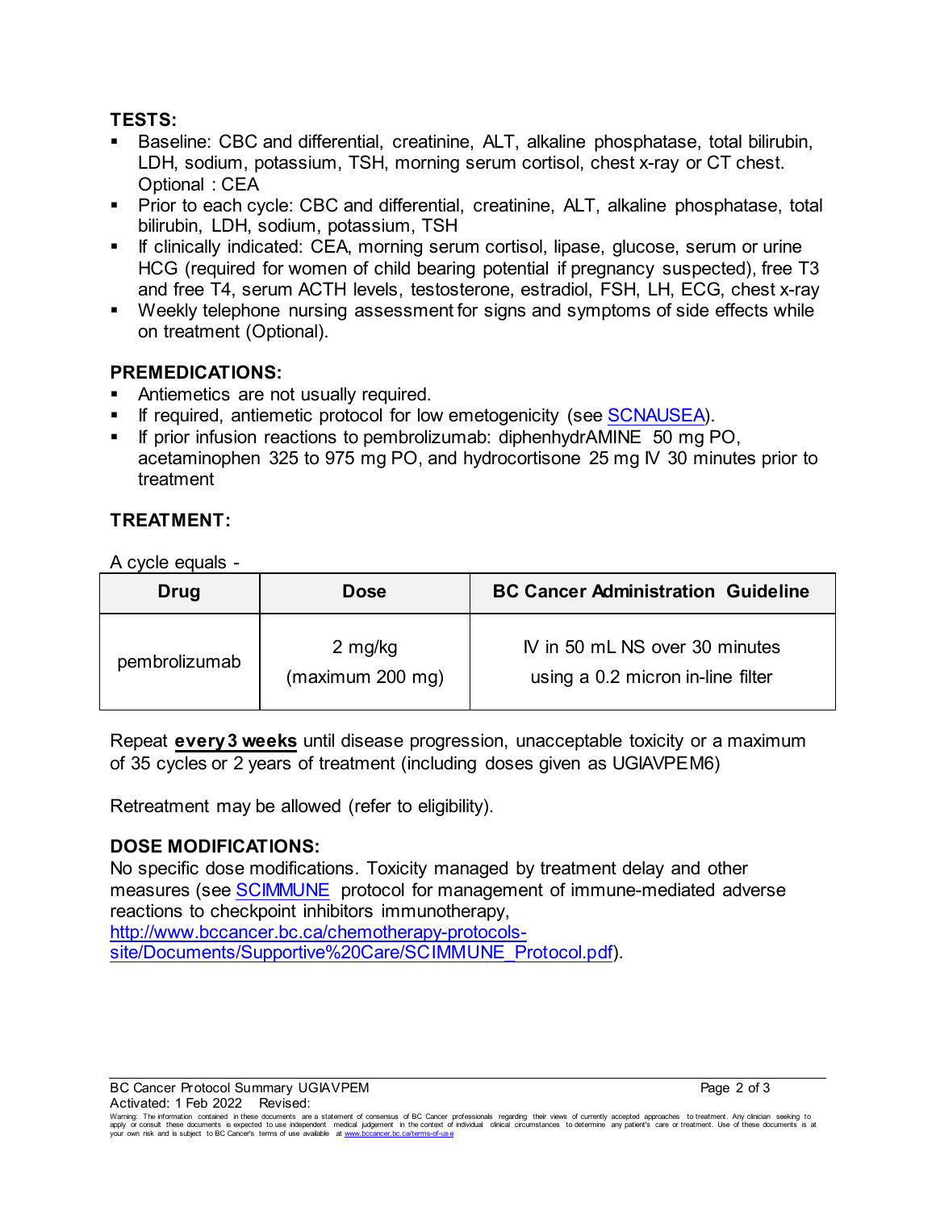## TESTS:

- Baseline: CBC and differential, creatinine, ALT, alkaline phosphatase, total bilirubin, LDH, sodium, potassium, TSH, morning serum cortisol, chest x-ray or CT chest. Optional : CEA
- Prior to each cycle: CBC and differential, creatinine, ALT, alkaline phosphatase, total bilirubin, LDH, sodium, potassium, TSH
- If clinically indicated: CEA, morning serum cortisol, lipase, glucose, serum or urine HCG (required for women of child bearing potential if pregnancy suspected), free T3 and free T4, serum ACTH levels, testosterone, estradiol, FSH, LH, ECG, chest x-ray
- Weekly telephone nursing assessment for signs and symptoms of side effects while on treatment (Optional).

## PREMEDICATIONS:

- Antiemetics are not usually required.
- If required, antiemetic protocol for low emetogenicity (see SCNAUSEA).
- If prior infusion reactions to pembrolizumab: diphenhydrAMINE 50 mg PO, acetaminophen 325 to 975 mg PO, and hydrocortisone 25 mg IV 30 minutes prior to treatment

## TREATMENT:

A cycle equals -

| Drug | Dose | BC Cancer Administration Guideline |
|---|---|---|
| pembrolizumab | 2 mg/kg (maximum 200 mg) | IV in 50 mL NS over 30 minutes using a 0.2 micron in-line filter |

Repeat **every 3 weeks** until disease progression, unacceptable toxicity or a maximum of 35 cycles or 2 years of treatment (including doses given as UGIAVPEM6)

Retreatment may be allowed (refer to eligibility).

## DOSE MODIFICATIONS:

No specific dose modifications. Toxicity managed by treatment delay and other measures (see SCIMMUNE protocol for management of immune-mediated adverse reactions to checkpoint inhibitors immunotherapy, http://www.bccancer.bc.ca/chemotherapy-protocols-site/Documents/Supportive%20Care/SCIMMUNE_Protocol.pdf).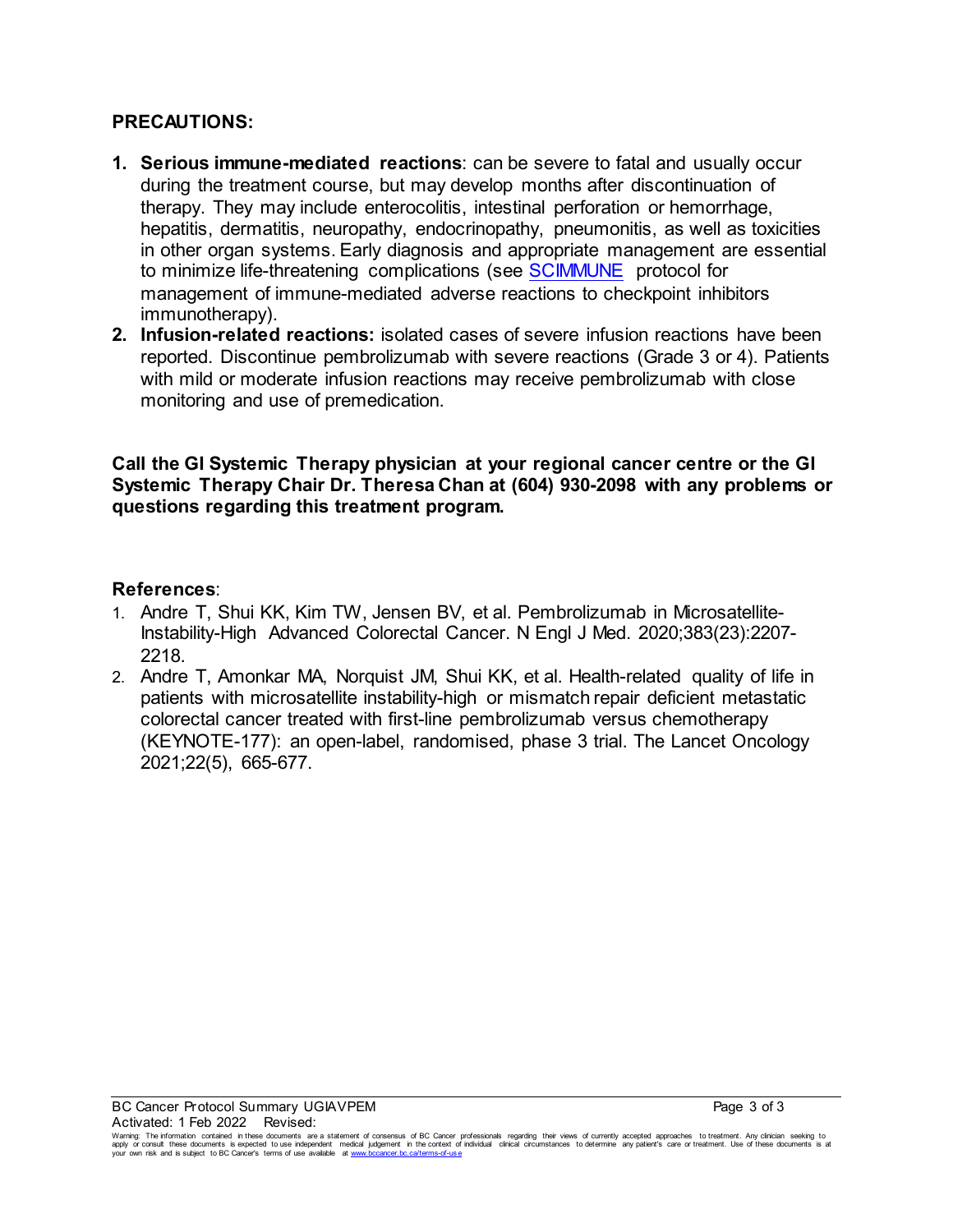## PRECAUTIONS:

1. **Serious immune-mediated reactions**: can be severe to fatal and usually occur during the treatment course, but may develop months after discontinuation of therapy. They may include enterocolitis, intestinal perforation or hemorrhage, hepatitis, dermatitis, neuropathy, endocrinopathy, pneumonitis, as well as toxicities in other organ systems. Early diagnosis and appropriate management are essential to minimize life-threatening complications (see SCIMMUNE protocol for management of immune-mediated adverse reactions to checkpoint inhibitors immunotherapy).
2. **Infusion-related reactions:** isolated cases of severe infusion reactions have been reported. Discontinue pembrolizumab with severe reactions (Grade 3 or 4). Patients with mild or moderate infusion reactions may receive pembrolizumab with close monitoring and use of premedication.

**Call the GI Systemic Therapy physician at your regional cancer centre or the GI Systemic Therapy Chair Dr. Theresa Chan at (604) 930-2098 with any problems or questions regarding this treatment program.**

### References:

1. Andre T, Shui KK, Kim TW, Jensen BV, et al. Pembrolizumab in Microsatellite-Instability-High Advanced Colorectal Cancer. N Engl J Med. 2020;383(23):2207-2218.
2. Andre T, Amonkar MA, Norquist JM, Shui KK, et al. Health-related quality of life in patients with microsatellite instability-high or mismatch repair deficient metastatic colorectal cancer treated with first-line pembrolizumab versus chemotherapy (KEYNOTE-177): an open-label, randomised, phase 3 trial. The Lancet Oncology 2021;22(5), 665-677.